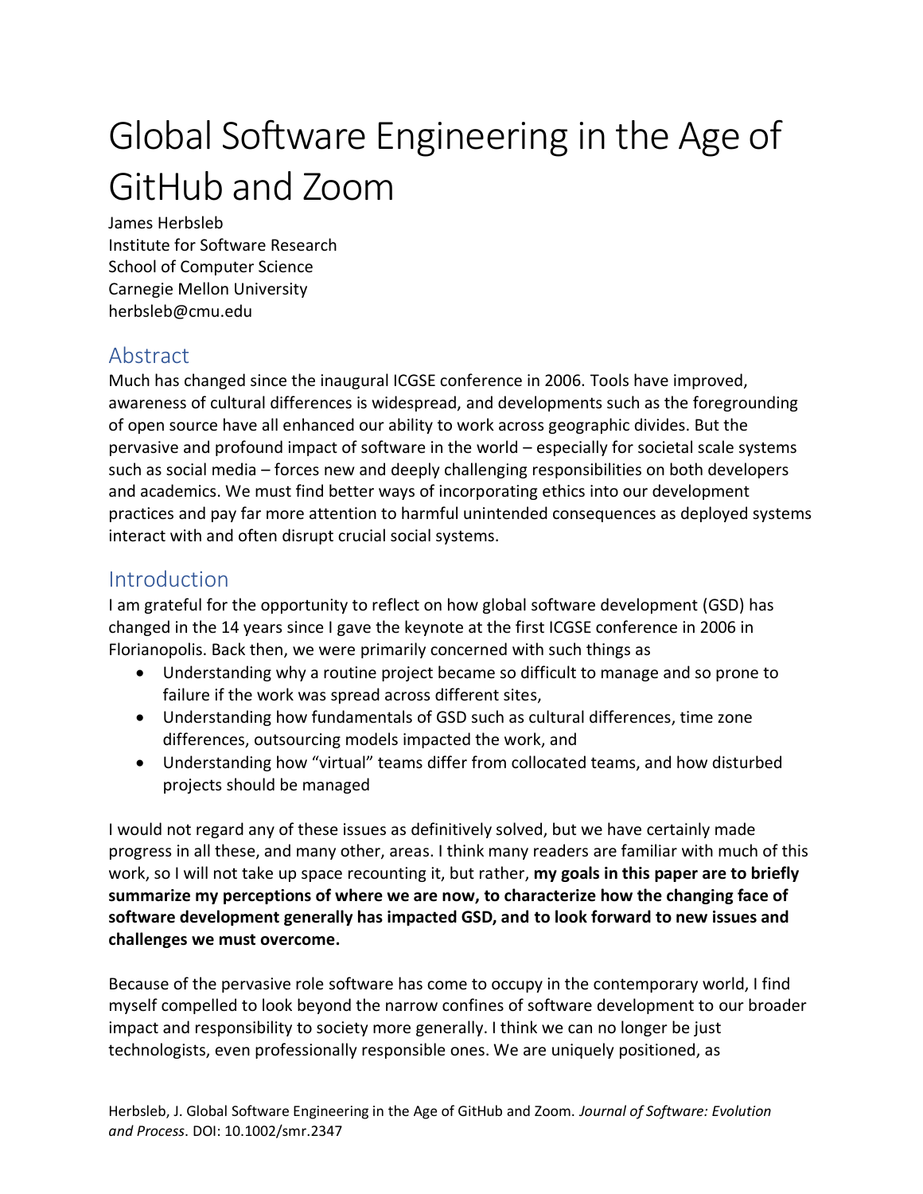# Global Software Engineering in the Age of GitHub and Zoom

James Herbsleb
Institute for Software Research
School of Computer Science
Carnegie Mellon University
herbsleb@cmu.edu

## Abstract

Much has changed since the inaugural ICGSE conference in 2006. Tools have improved, awareness of cultural differences is widespread, and developments such as the foregrounding of open source have all enhanced our ability to work across geographic divides. But the pervasive and profound impact of software in the world – especially for societal scale systems such as social media – forces new and deeply challenging responsibilities on both developers and academics. We must find better ways of incorporating ethics into our development practices and pay far more attention to harmful unintended consequences as deployed systems interact with and often disrupt crucial social systems.

## Introduction

I am grateful for the opportunity to reflect on how global software development (GSD) has changed in the 14 years since I gave the keynote at the first ICGSE conference in 2006 in Florianopolis. Back then, we were primarily concerned with such things as

- Understanding why a routine project became so difficult to manage and so prone to failure if the work was spread across different sites,
- Understanding how fundamentals of GSD such as cultural differences, time zone differences, outsourcing models impacted the work, and
- Understanding how "virtual" teams differ from collocated teams, and how disturbed projects should be managed

I would not regard any of these issues as definitively solved, but we have certainly made progress in all these, and many other, areas. I think many readers are familiar with much of this work, so I will not take up space recounting it, but rather, **my goals in this paper are to briefly summarize my perceptions of where we are now, to characterize how the changing face of software development generally has impacted GSD, and to look forward to new issues and challenges we must overcome.**

Because of the pervasive role software has come to occupy in the contemporary world, I find myself compelled to look beyond the narrow confines of software development to our broader impact and responsibility to society more generally. I think we can no longer be just technologists, even professionally responsible ones. We are uniquely positioned, as

Herbsleb, J. Global Software Engineering in the Age of GitHub and Zoom. *Journal of Software: Evolution and Process*. DOI: 10.1002/smr.2347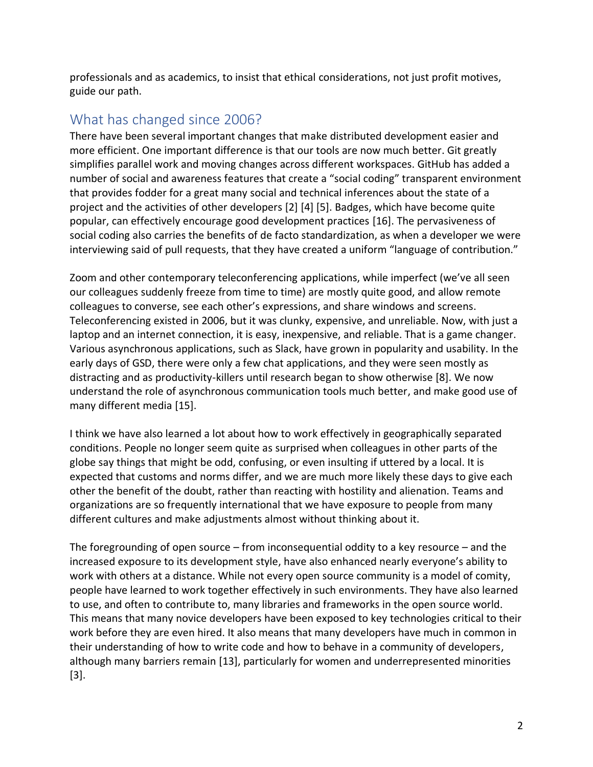professionals and as academics, to insist that ethical considerations, not just profit motives, guide our path.

## What has changed since 2006?

There have been several important changes that make distributed development easier and more efficient. One important difference is that our tools are now much better. Git greatly simplifies parallel work and moving changes across different workspaces. GitHub has added a number of social and awareness features that create a "social coding" transparent environment that provides fodder for a great many social and technical inferences about the state of a project and the activities of other developers [2] [4] [5]. Badges, which have become quite popular, can effectively encourage good development practices [16]. The pervasiveness of social coding also carries the benefits of de facto standardization, as when a developer we were interviewing said of pull requests, that they have created a uniform "language of contribution."

Zoom and other contemporary teleconferencing applications, while imperfect (we've all seen our colleagues suddenly freeze from time to time) are mostly quite good, and allow remote colleagues to converse, see each other's expressions, and share windows and screens. Teleconferencing existed in 2006, but it was clunky, expensive, and unreliable. Now, with just a laptop and an internet connection, it is easy, inexpensive, and reliable. That is a game changer. Various asynchronous applications, such as Slack, have grown in popularity and usability. In the early days of GSD, there were only a few chat applications, and they were seen mostly as distracting and as productivity-killers until research began to show otherwise [8]. We now understand the role of asynchronous communication tools much better, and make good use of many different media [15].

I think we have also learned a lot about how to work effectively in geographically separated conditions. People no longer seem quite as surprised when colleagues in other parts of the globe say things that might be odd, confusing, or even insulting if uttered by a local. It is expected that customs and norms differ, and we are much more likely these days to give each other the benefit of the doubt, rather than reacting with hostility and alienation. Teams and organizations are so frequently international that we have exposure to people from many different cultures and make adjustments almost without thinking about it.

The foregrounding of open source – from inconsequential oddity to a key resource – and the increased exposure to its development style, have also enhanced nearly everyone's ability to work with others at a distance. While not every open source community is a model of comity, people have learned to work together effectively in such environments. They have also learned to use, and often to contribute to, many libraries and frameworks in the open source world. This means that many novice developers have been exposed to key technologies critical to their work before they are even hired. It also means that many developers have much in common in their understanding of how to write code and how to behave in a community of developers, although many barriers remain [13], particularly for women and underrepresented minorities [3].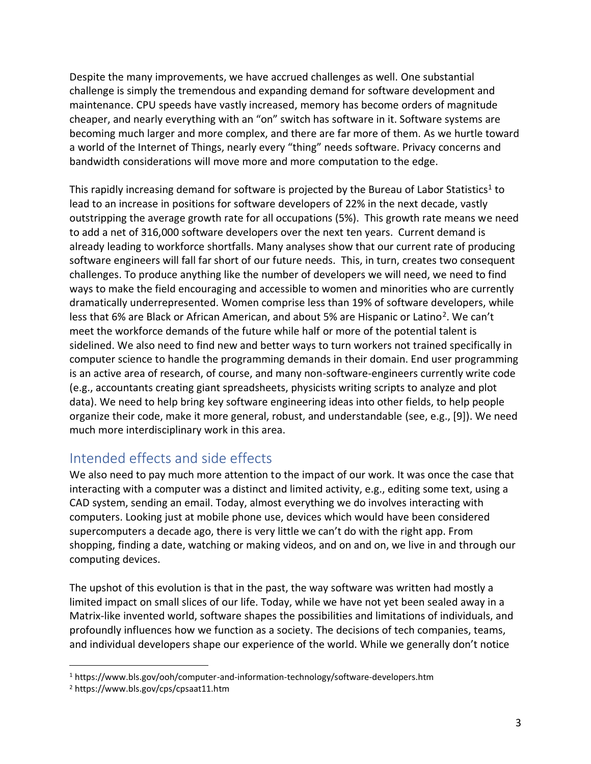Despite the many improvements, we have accrued challenges as well. One substantial challenge is simply the tremendous and expanding demand for software development and maintenance. CPU speeds have vastly increased, memory has become orders of magnitude cheaper, and nearly everything with an "on" switch has software in it. Software systems are becoming much larger and more complex, and there are far more of them. As we hurtle toward a world of the Internet of Things, nearly every "thing" needs software. Privacy concerns and bandwidth considerations will move more and more computation to the edge.

This rapidly increasing demand for software is projected by the Bureau of Labor Statistics[1] to lead to an increase in positions for software developers of 22% in the next decade, vastly outstripping the average growth rate for all occupations (5%). This growth rate means we need to add a net of 316,000 software developers over the next ten years. Current demand is already leading to workforce shortfalls. Many analyses show that our current rate of producing software engineers will fall far short of our future needs. This, in turn, creates two consequent challenges. To produce anything like the number of developers we will need, we need to find ways to make the field encouraging and accessible to women and minorities who are currently dramatically underrepresented. Women comprise less than 19% of software developers, while less that 6% are Black or African American, and about 5% are Hispanic or Latino[2]. We can't meet the workforce demands of the future while half or more of the potential talent is sidelined. We also need to find new and better ways to turn workers not trained specifically in computer science to handle the programming demands in their domain. End user programming is an active area of research, of course, and many non-software-engineers currently write code (e.g., accountants creating giant spreadsheets, physicists writing scripts to analyze and plot data). We need to help bring key software engineering ideas into other fields, to help people organize their code, make it more general, robust, and understandable (see, e.g., [9]). We need much more interdisciplinary work in this area.

## Intended effects and side effects

We also need to pay much more attention to the impact of our work. It was once the case that interacting with a computer was a distinct and limited activity, e.g., editing some text, using a CAD system, sending an email. Today, almost everything we do involves interacting with computers. Looking just at mobile phone use, devices which would have been considered supercomputers a decade ago, there is very little we can't do with the right app. From shopping, finding a date, watching or making videos, and on and on, we live in and through our computing devices.

The upshot of this evolution is that in the past, the way software was written had mostly a limited impact on small slices of our life. Today, while we have not yet been sealed away in a Matrix-like invented world, software shapes the possibilities and limitations of individuals, and profoundly influences how we function as a society. The decisions of tech companies, teams, and individual developers shape our experience of the world. While we generally don't notice

[1] https://www.bls.gov/ooh/computer-and-information-technology/software-developers.htm

[2] https://www.bls.gov/cps/cpsaat11.htm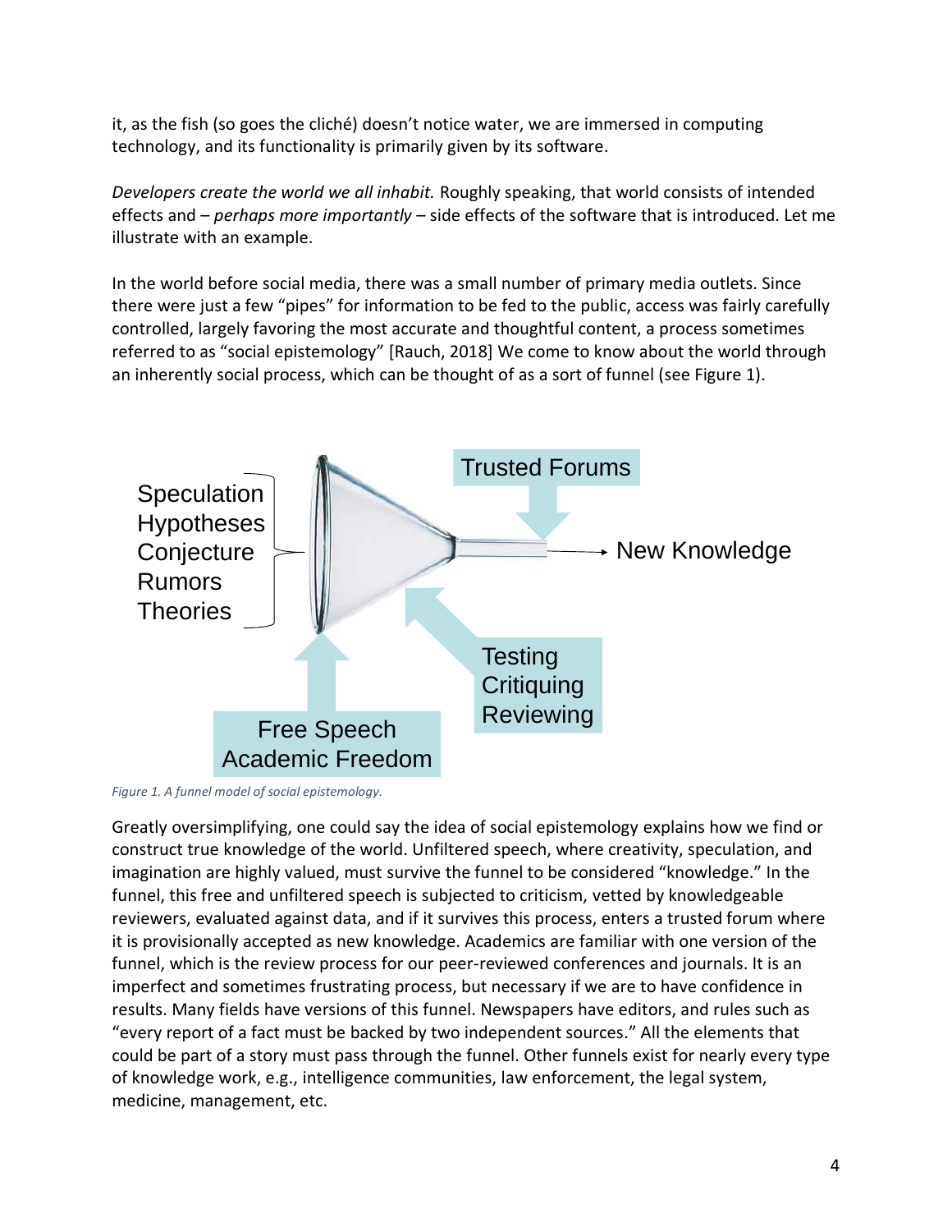it, as the fish (so goes the cliché) doesn't notice water, we are immersed in computing technology, and its functionality is primarily given by its software.

*Developers create the world we all inhabit.* Roughly speaking, that world consists of intended effects and – *perhaps more importantly* – side effects of the software that is introduced. Let me illustrate with an example.

In the world before social media, there was a small number of primary media outlets. Since there were just a few "pipes" for information to be fed to the public, access was fairly carefully controlled, largely favoring the most accurate and thoughtful content, a process sometimes referred to as "social epistemology" [Rauch, 2018] We come to know about the world through an inherently social process, which can be thought of as a sort of funnel (see Figure 1).

*Figure 1. A funnel model of social epistemology.*

Greatly oversimplifying, one could say the idea of social epistemology explains how we find or construct true knowledge of the world. Unfiltered speech, where creativity, speculation, and imagination are highly valued, must survive the funnel to be considered "knowledge." In the funnel, this free and unfiltered speech is subjected to criticism, vetted by knowledgeable reviewers, evaluated against data, and if it survives this process, enters a trusted forum where it is provisionally accepted as new knowledge. Academics are familiar with one version of the funnel, which is the review process for our peer-reviewed conferences and journals. It is an imperfect and sometimes frustrating process, but necessary if we are to have confidence in results. Many fields have versions of this funnel. Newspapers have editors, and rules such as "every report of a fact must be backed by two independent sources." All the elements that could be part of a story must pass through the funnel. Other funnels exist for nearly every type of knowledge work, e.g., intelligence communities, law enforcement, the legal system, medicine, management, etc.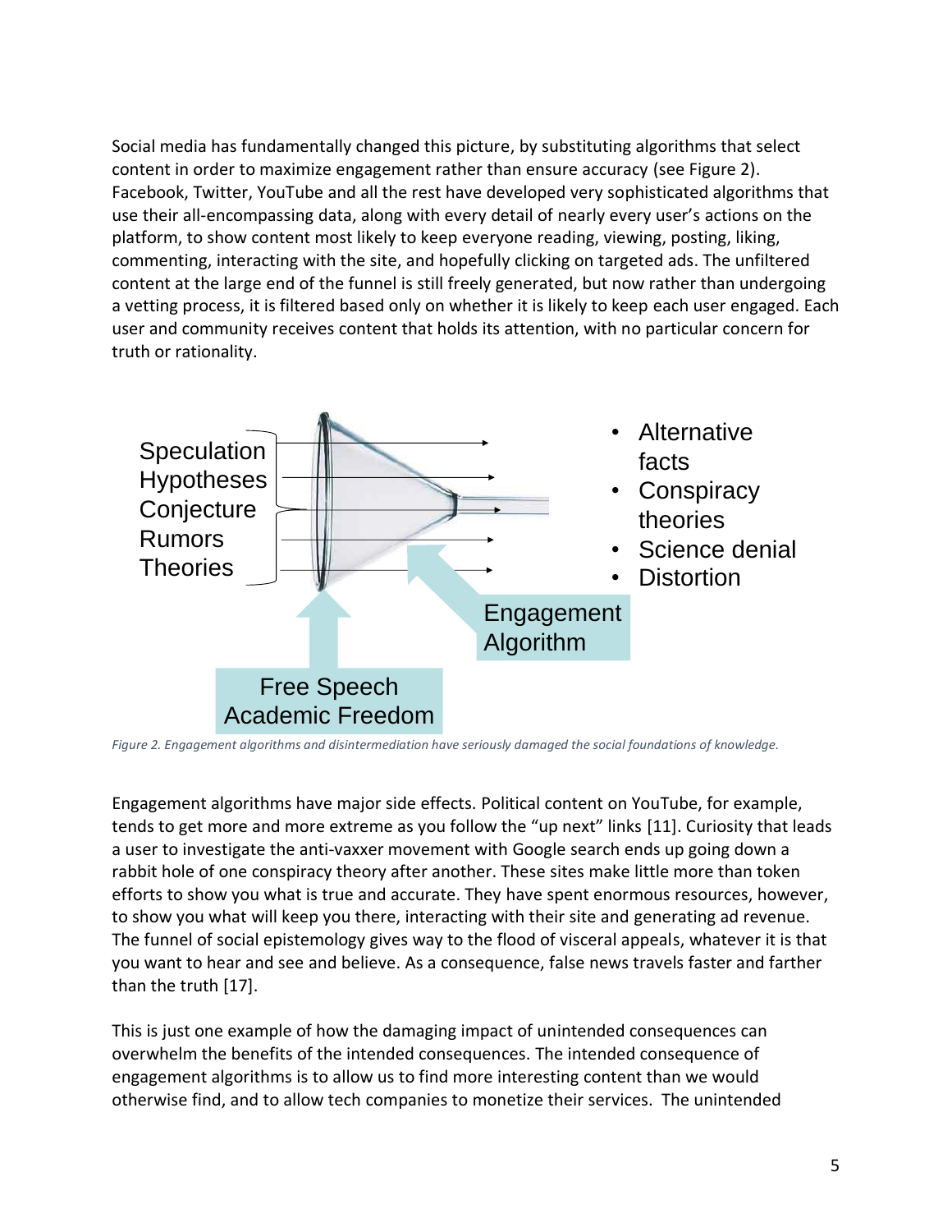Social media has fundamentally changed this picture, by substituting algorithms that select content in order to maximize engagement rather than ensure accuracy (see Figure 2). Facebook, Twitter, YouTube and all the rest have developed very sophisticated algorithms that use their all-encompassing data, along with every detail of nearly every user's actions on the platform, to show content most likely to keep everyone reading, viewing, posting, liking, commenting, interacting with the site, and hopefully clicking on targeted ads. The unfiltered content at the large end of the funnel is still freely generated, but now rather than undergoing a vetting process, it is filtered based only on whether it is likely to keep each user engaged. Each user and community receives content that holds its attention, with no particular concern for truth or rationality.

Speculation
Hypotheses
Conjecture
Rumors
Theories

- Alternative facts
- Conspiracy theories
- Science denial
- Distortion

Engagement Algorithm

Free Speech
Academic Freedom

*Figure 2. Engagement algorithms and disintermediation have seriously damaged the social foundations of knowledge.*

Engagement algorithms have major side effects. Political content on YouTube, for example, tends to get more and more extreme as you follow the "up next" links [11]. Curiosity that leads a user to investigate the anti-vaxxer movement with Google search ends up going down a rabbit hole of one conspiracy theory after another. These sites make little more than token efforts to show you what is true and accurate. They have spent enormous resources, however, to show you what will keep you there, interacting with their site and generating ad revenue. The funnel of social epistemology gives way to the flood of visceral appeals, whatever it is that you want to hear and see and believe. As a consequence, false news travels faster and farther than the truth [17].

This is just one example of how the damaging impact of unintended consequences can overwhelm the benefits of the intended consequences. The intended consequence of engagement algorithms is to allow us to find more interesting content than we would otherwise find, and to allow tech companies to monetize their services. The unintended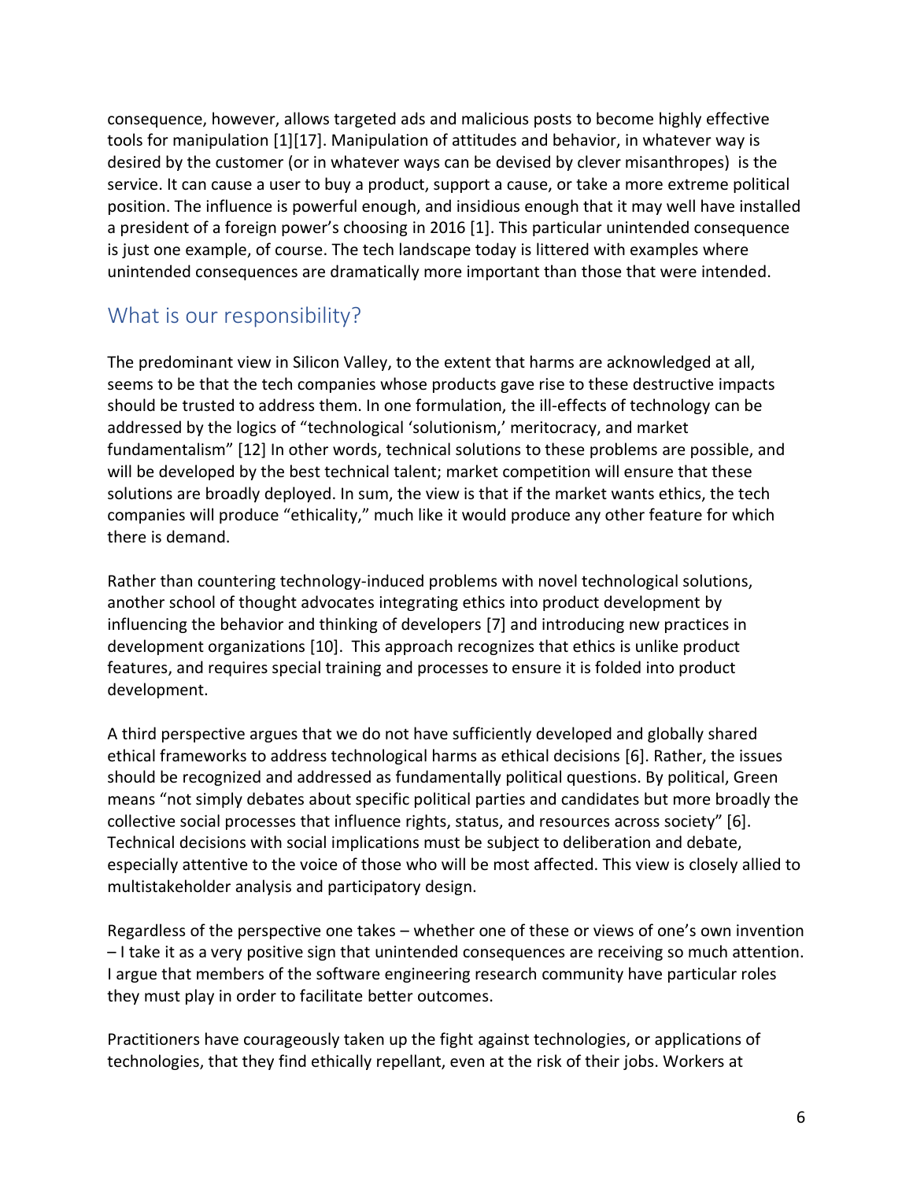consequence, however, allows targeted ads and malicious posts to become highly effective tools for manipulation [1][17]. Manipulation of attitudes and behavior, in whatever way is desired by the customer (or in whatever ways can be devised by clever misanthropes) is the service. It can cause a user to buy a product, support a cause, or take a more extreme political position. The influence is powerful enough, and insidious enough that it may well have installed a president of a foreign power's choosing in 2016 [1]. This particular unintended consequence is just one example, of course. The tech landscape today is littered with examples where unintended consequences are dramatically more important than those that were intended.

## What is our responsibility?

The predominant view in Silicon Valley, to the extent that harms are acknowledged at all, seems to be that the tech companies whose products gave rise to these destructive impacts should be trusted to address them. In one formulation, the ill-effects of technology can be addressed by the logics of "technological 'solutionism,' meritocracy, and market fundamentalism" [12] In other words, technical solutions to these problems are possible, and will be developed by the best technical talent; market competition will ensure that these solutions are broadly deployed. In sum, the view is that if the market wants ethics, the tech companies will produce "ethicality," much like it would produce any other feature for which there is demand.

Rather than countering technology-induced problems with novel technological solutions, another school of thought advocates integrating ethics into product development by influencing the behavior and thinking of developers [7] and introducing new practices in development organizations [10]. This approach recognizes that ethics is unlike product features, and requires special training and processes to ensure it is folded into product development.

A third perspective argues that we do not have sufficiently developed and globally shared ethical frameworks to address technological harms as ethical decisions [6]. Rather, the issues should be recognized and addressed as fundamentally political questions. By political, Green means "not simply debates about specific political parties and candidates but more broadly the collective social processes that influence rights, status, and resources across society" [6]. Technical decisions with social implications must be subject to deliberation and debate, especially attentive to the voice of those who will be most affected. This view is closely allied to multistakeholder analysis and participatory design.

Regardless of the perspective one takes – whether one of these or views of one's own invention – I take it as a very positive sign that unintended consequences are receiving so much attention. I argue that members of the software engineering research community have particular roles they must play in order to facilitate better outcomes.

Practitioners have courageously taken up the fight against technologies, or applications of technologies, that they find ethically repellant, even at the risk of their jobs. Workers at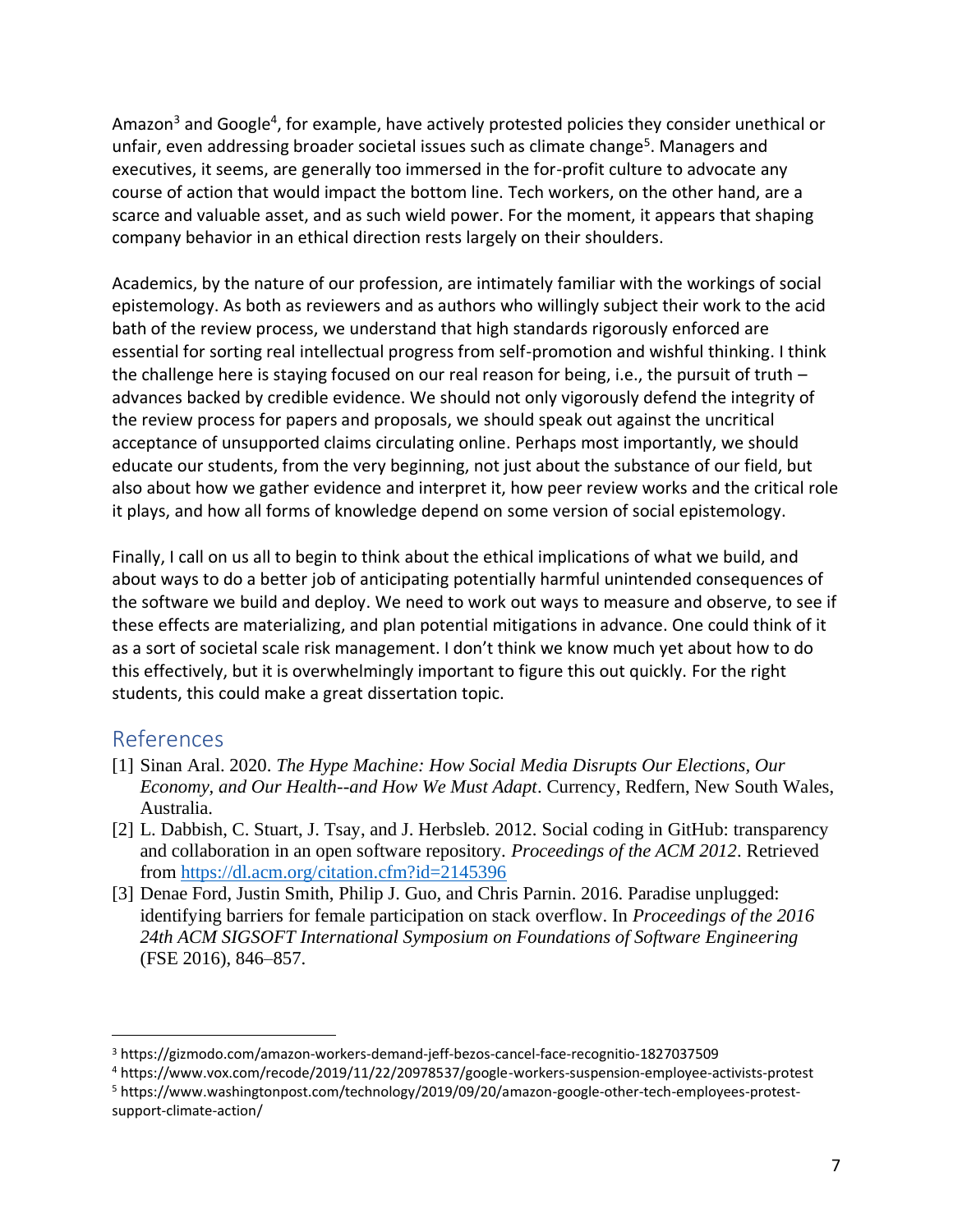Amazon[3] and Google[4], for example, have actively protested policies they consider unethical or unfair, even addressing broader societal issues such as climate change[5]. Managers and executives, it seems, are generally too immersed in the for-profit culture to advocate any course of action that would impact the bottom line. Tech workers, on the other hand, are a scarce and valuable asset, and as such wield power. For the moment, it appears that shaping company behavior in an ethical direction rests largely on their shoulders.

Academics, by the nature of our profession, are intimately familiar with the workings of social epistemology. As both as reviewers and as authors who willingly subject their work to the acid bath of the review process, we understand that high standards rigorously enforced are essential for sorting real intellectual progress from self-promotion and wishful thinking. I think the challenge here is staying focused on our real reason for being, i.e., the pursuit of truth – advances backed by credible evidence. We should not only vigorously defend the integrity of the review process for papers and proposals, we should speak out against the uncritical acceptance of unsupported claims circulating online. Perhaps most importantly, we should educate our students, from the very beginning, not just about the substance of our field, but also about how we gather evidence and interpret it, how peer review works and the critical role it plays, and how all forms of knowledge depend on some version of social epistemology.

Finally, I call on us all to begin to think about the ethical implications of what we build, and about ways to do a better job of anticipating potentially harmful unintended consequences of the software we build and deploy. We need to work out ways to measure and observe, to see if these effects are materializing, and plan potential mitigations in advance. One could think of it as a sort of societal scale risk management. I don't think we know much yet about how to do this effectively, but it is overwhelmingly important to figure this out quickly. For the right students, this could make a great dissertation topic.

## References

[1] Sinan Aral. 2020. *The Hype Machine: How Social Media Disrupts Our Elections, Our Economy, and Our Health--and How We Must Adapt*. Currency, Redfern, New South Wales, Australia.

[2] L. Dabbish, C. Stuart, J. Tsay, and J. Herbsleb. 2012. Social coding in GitHub: transparency and collaboration in an open software repository. *Proceedings of the ACM 2012*. Retrieved from https://dl.acm.org/citation.cfm?id=2145396

[3] Denae Ford, Justin Smith, Philip J. Guo, and Chris Parnin. 2016. Paradise unplugged: identifying barriers for female participation on stack overflow. In *Proceedings of the 2016 24th ACM SIGSOFT International Symposium on Foundations of Software Engineering* (FSE 2016), 846–857.

---

[3] https://gizmodo.com/amazon-workers-demand-jeff-bezos-cancel-face-recognitio-1827037509

[4] https://www.vox.com/recode/2019/11/22/20978537/google-workers-suspension-employee-activists-protest

[5] https://www.washingtonpost.com/technology/2019/09/20/amazon-google-other-tech-employees-protest-support-climate-action/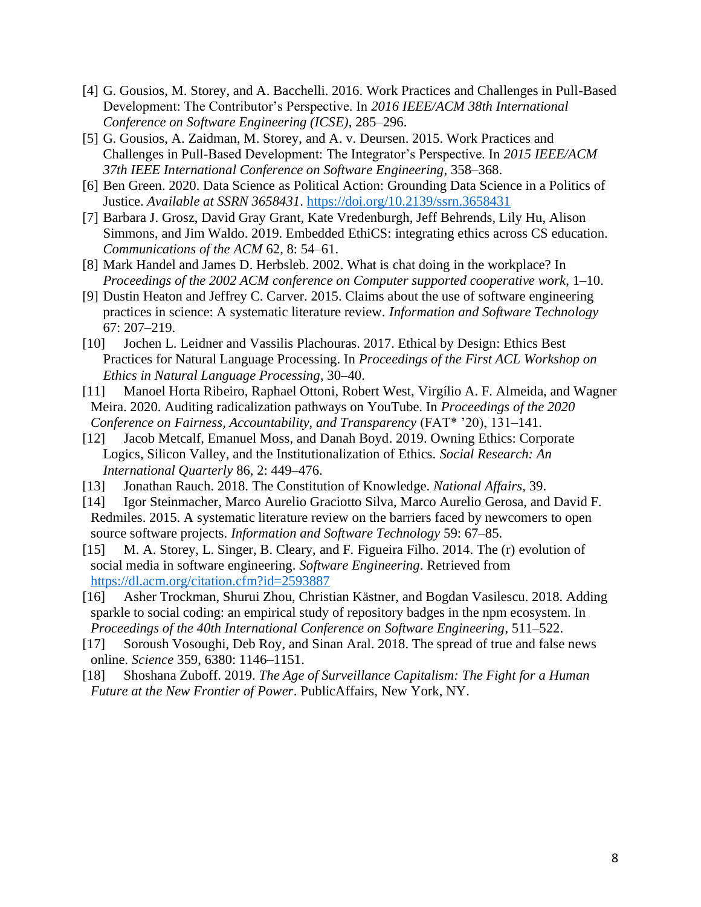[4] G. Gousios, M. Storey, and A. Bacchelli. 2016. Work Practices and Challenges in Pull-Based Development: The Contributor's Perspective. In *2016 IEEE/ACM 38th International Conference on Software Engineering (ICSE)*, 285–296.

[5] G. Gousios, A. Zaidman, M. Storey, and A. v. Deursen. 2015. Work Practices and Challenges in Pull-Based Development: The Integrator's Perspective. In *2015 IEEE/ACM 37th IEEE International Conference on Software Engineering*, 358–368.

[6] Ben Green. 2020. Data Science as Political Action: Grounding Data Science in a Politics of Justice. *Available at SSRN 3658431*. https://doi.org/10.2139/ssrn.3658431

[7] Barbara J. Grosz, David Gray Grant, Kate Vredenburgh, Jeff Behrends, Lily Hu, Alison Simmons, and Jim Waldo. 2019. Embedded EthiCS: integrating ethics across CS education. *Communications of the ACM* 62, 8: 54–61.

[8] Mark Handel and James D. Herbsleb. 2002. What is chat doing in the workplace? In *Proceedings of the 2002 ACM conference on Computer supported cooperative work*, 1–10.

[9] Dustin Heaton and Jeffrey C. Carver. 2015. Claims about the use of software engineering practices in science: A systematic literature review. *Information and Software Technology* 67: 207–219.

[10] Jochen L. Leidner and Vassilis Plachouras. 2017. Ethical by Design: Ethics Best Practices for Natural Language Processing. In *Proceedings of the First ACL Workshop on Ethics in Natural Language Processing*, 30–40.

[11] Manoel Horta Ribeiro, Raphael Ottoni, Robert West, Virgílio A. F. Almeida, and Wagner Meira. 2020. Auditing radicalization pathways on YouTube. In *Proceedings of the 2020 Conference on Fairness, Accountability, and Transparency* (FAT* '20), 131–141.

[12] Jacob Metcalf, Emanuel Moss, and Danah Boyd. 2019. Owning Ethics: Corporate Logics, Silicon Valley, and the Institutionalization of Ethics. *Social Research: An International Quarterly* 86, 2: 449–476.

[13] Jonathan Rauch. 2018. The Constitution of Knowledge. *National Affairs*, 39.

[14] Igor Steinmacher, Marco Aurelio Graciotto Silva, Marco Aurelio Gerosa, and David F. Redmiles. 2015. A systematic literature review on the barriers faced by newcomers to open source software projects. *Information and Software Technology* 59: 67–85.

[15] M. A. Storey, L. Singer, B. Cleary, and F. Figueira Filho. 2014. The (r) evolution of social media in software engineering. *Software Engineering*. Retrieved from https://dl.acm.org/citation.cfm?id=2593887

[16] Asher Trockman, Shurui Zhou, Christian Kästner, and Bogdan Vasilescu. 2018. Adding sparkle to social coding: an empirical study of repository badges in the npm ecosystem. In *Proceedings of the 40th International Conference on Software Engineering*, 511–522.

[17] Soroush Vosoughi, Deb Roy, and Sinan Aral. 2018. The spread of true and false news online. *Science* 359, 6380: 1146–1151.

[18] Shoshana Zuboff. 2019. *The Age of Surveillance Capitalism: The Fight for a Human Future at the New Frontier of Power*. PublicAffairs, New York, NY.